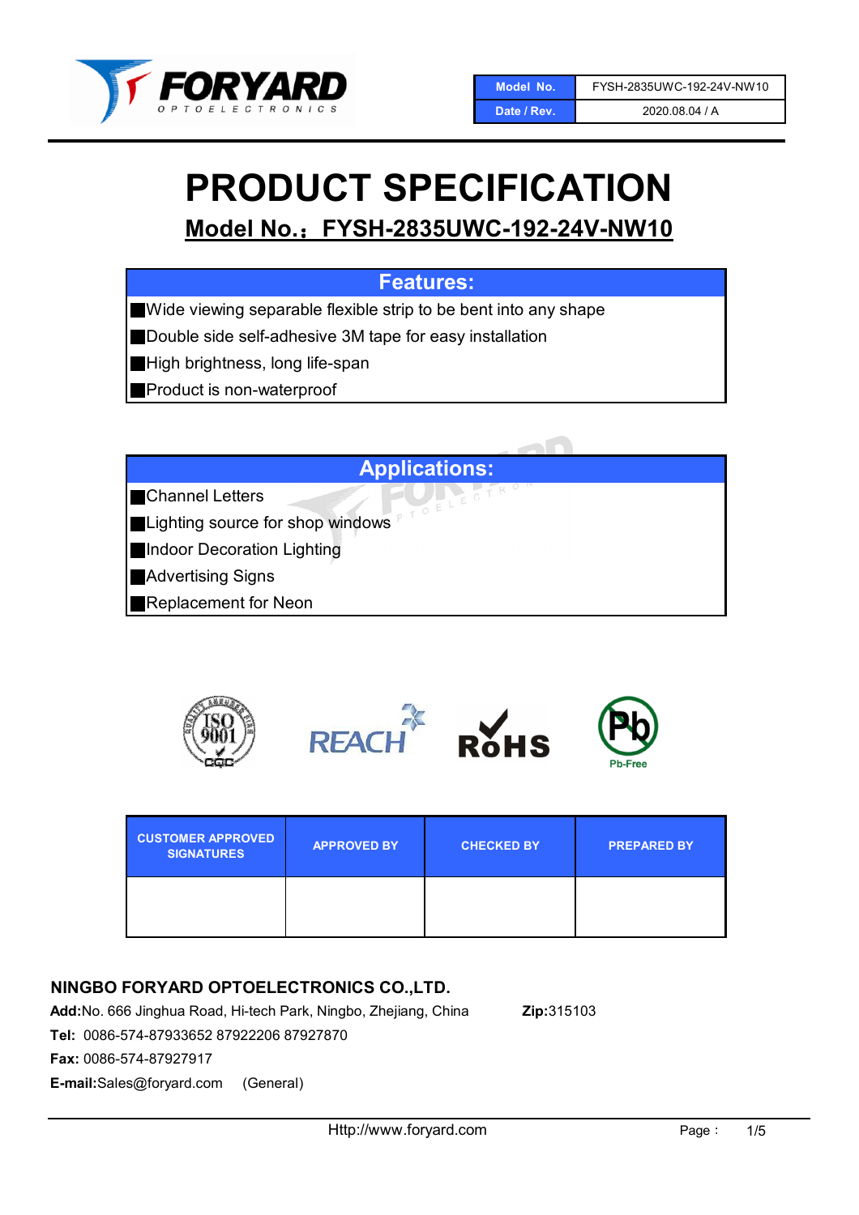| Model No. | FYSH-2835UWC-192-24V-NW10 |
| --- | --- |
| Date / Rev. | 2020.08.04 / A |

# PRODUCT SPECIFICATION

## Model No.：FYSH-2835UWC-192-24V-NW10

### Features:

- Wide viewing separable flexible strip to be bent into any shape
- Double side self-adhesive 3M tape for easy installation
- High brightness, long life-span
- Product is non-waterproof

### Applications:

- Channel Letters
- Lighting source for shop windows
- Indoor Decoration Lighting
- Advertising Signs
- Replacement for Neon

| CUSTOMER APPROVED SIGNATURES | APPROVED BY | CHECKED BY | PREPARED BY |
| --- | --- | --- | --- |
| | | | |

**NINGBO FORYARD OPTOELECTRONICS CO.,LTD.**

**Add:**No. 666 Jinghua Road, Hi-tech Park, Ningbo, Zhejiang, China **Zip:**315103

**Tel:** 0086-574-87933652 87922206 87927870

**Fax:** 0086-574-87927917

**E-mail:**Sales@foryard.com (General)

Http://www.foryard.com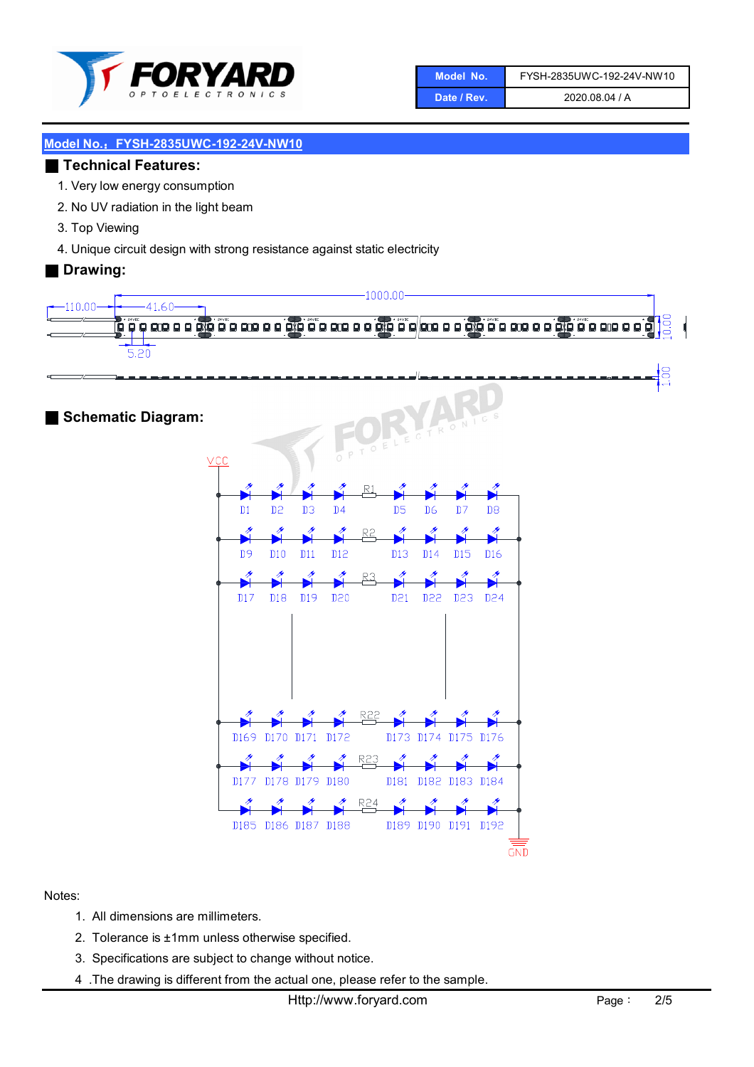| Model No. | FYSH-2835UWC-192-24V-NW10 |
|---|---|
| Date / Rev. | 2020.08.04 / A |

**Model No.：FYSH-2835UWC-192-24V-NW10**

## Technical Features:

1. Very low energy consumption
2. No UV radiation in the light beam
3. Top Viewing
4. Unique circuit design with strong resistance against static electricity

## Drawing:

110.00　41.60　1000.00　5.20　10.00　1.00

## Schematic Diagram:

VCC　D1 D2 D3 D4 R1 D5 D6 D7 D8　D9 D10 D11 D12 R2 D13 D14 D15 D16　D17 D18 D19 D20 R3 D21 D22 D23 D24　D169 D170 D171 D172 R22 D173 D174 D175 D176　D177 D178 D179 D180 R23 D181 D182 D183 D184　D185 D186 D187 D188 R24 D189 D190 D191 D192　GND

Notes:

1. All dimensions are millimeters.
2. Tolerance is ±1mm unless otherwise specified.
3. Specifications are subject to change without notice.
4. The drawing is different from the actual one, please refer to the sample.

Http://www.foryard.com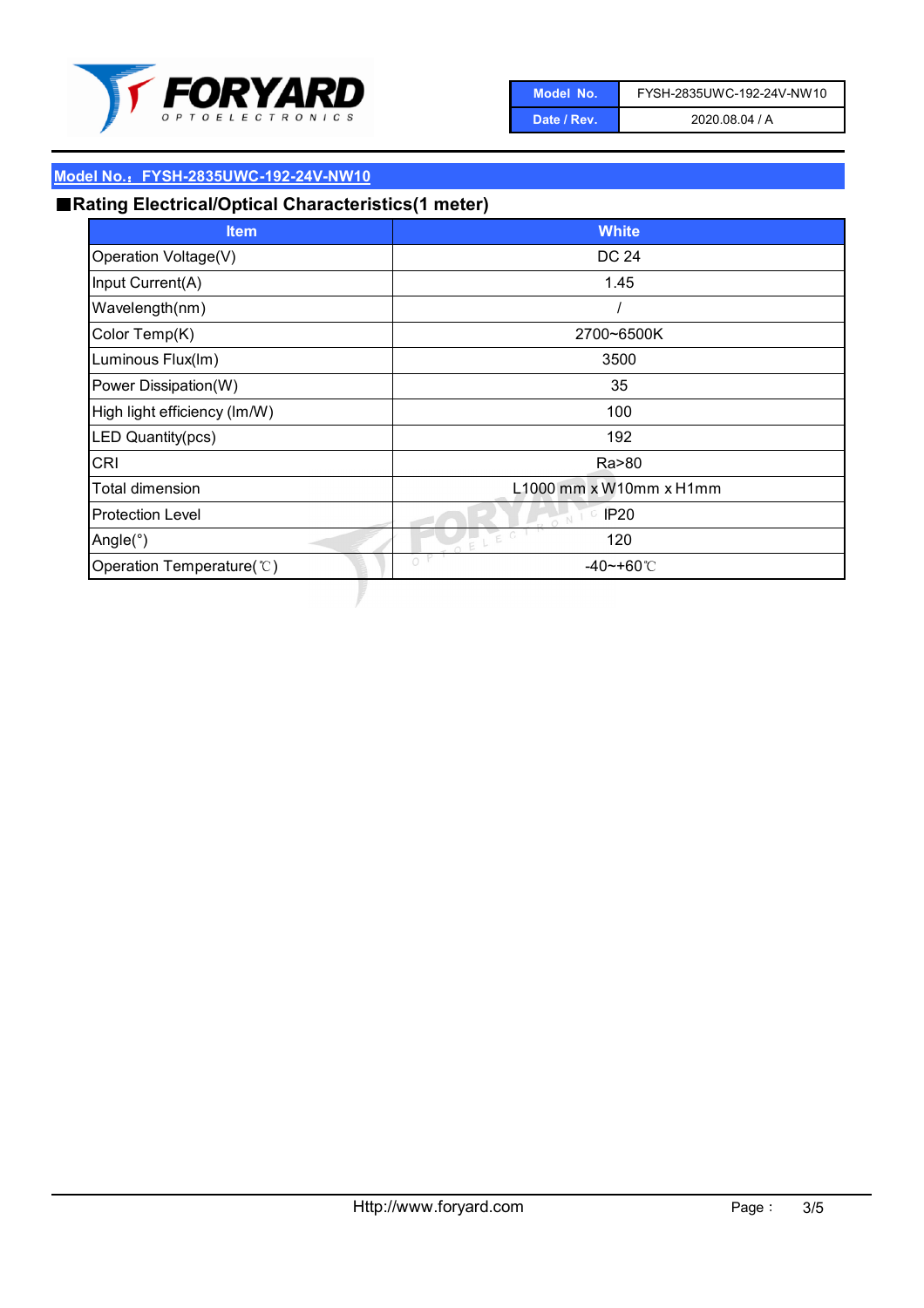| Model No. | FYSH-2835UWC-192-24V-NW10 |
| --- | --- |
| Date / Rev. | 2020.08.04 / A |

**Model No.：FYSH-2835UWC-192-24V-NW10**

## ■Rating Electrical/Optical Characteristics(1 meter)

| Item | White |
| --- | --- |
| Operation Voltage(V) | DC 24 |
| Input Current(A) | 1.45 |
| Wavelength(nm) | / |
| Color Temp(K) | 2700~6500K |
| Luminous Flux(lm) | 3500 |
| Power Dissipation(W) | 35 |
| High light efficiency (lm/W) | 100 |
| LED Quantity(pcs) | 192 |
| CRI | Ra>80 |
| Total dimension | L1000 mm x W10mm x H1mm |
| Protection Level | IP20 |
| Angle(°) | 120 |
| Operation Temperature(℃) | -40~+60℃ |

Http://www.foryard.com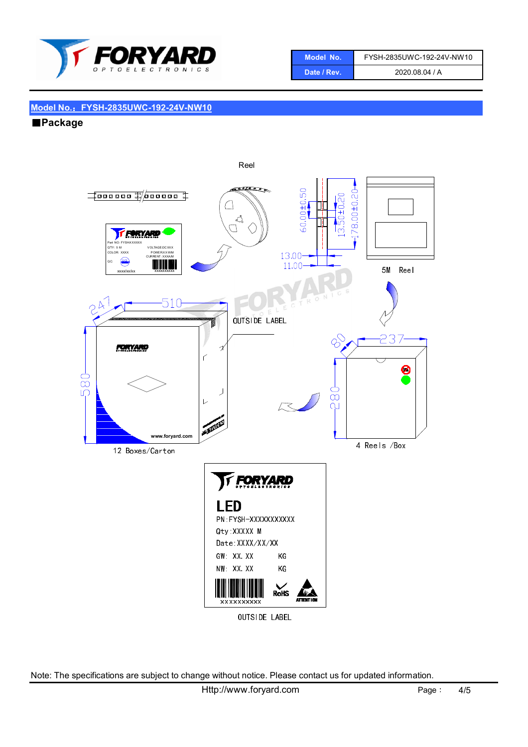## Model No.：FYSH-2835UWC-192-24V-NW10

### ■Package

Reel

60.00±0.50

13.50±0.20

178.00±0.20

13.00

11.00

5M Reel

247

510

580

OUTSIDE LABEL

80

237

280

12 Boxes/Carton

4 Reels /Box

LED
PN:FYSH-XXXXXXXXXXX
Qty:XXXXX M
Date:XXXX/XX/XX
GW: XX.XX KG
NW: XX.XX KG

OUTSIDE LABEL

Note: The specifications are subject to change without notice. Please contact us for updated information.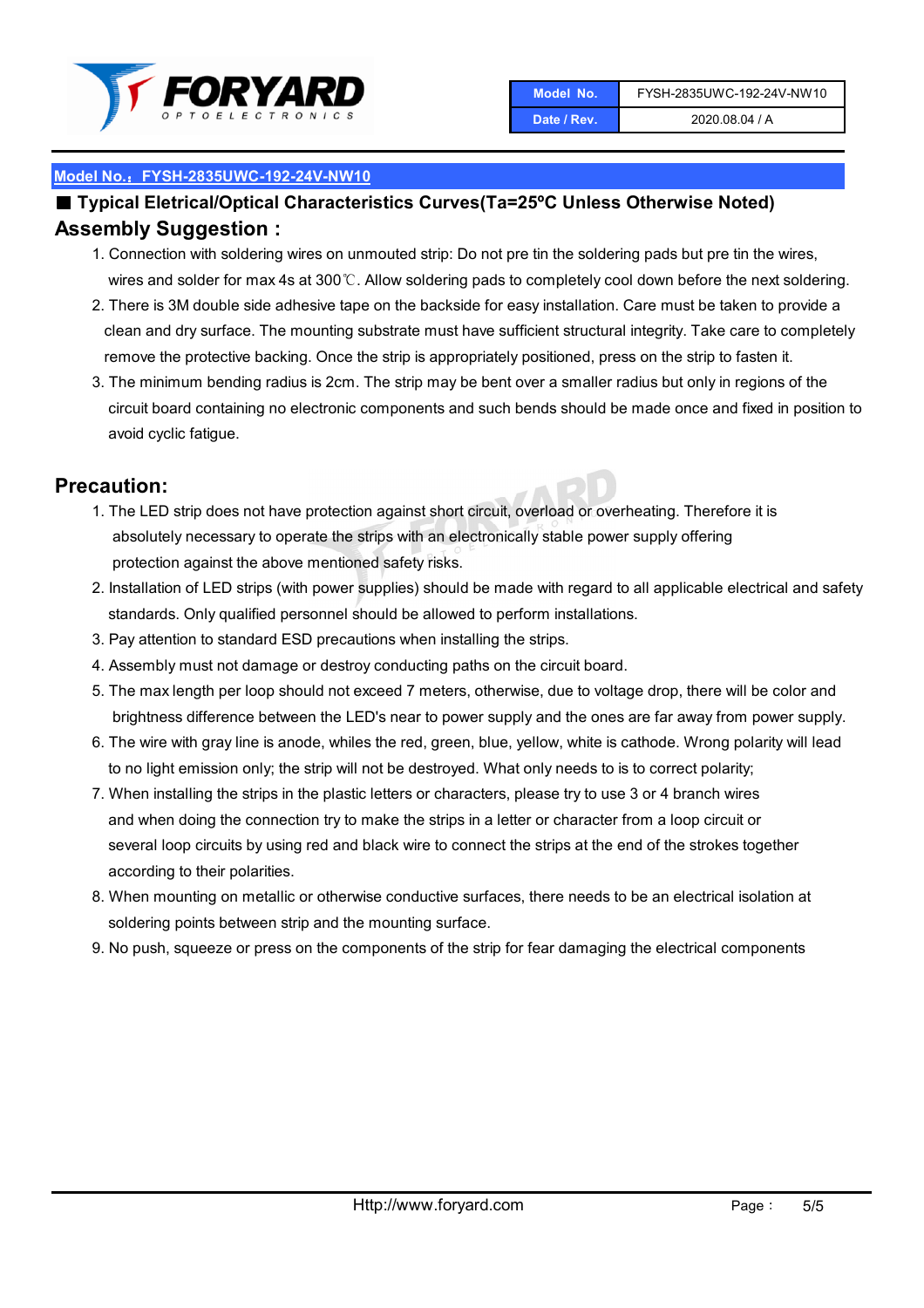**Model No.：FYSH-2835UWC-192-24V-NW10**

■ **Typical Eletrical/Optical Characteristics Curves(Ta=25ºC Unless Otherwise Noted)**

## Assembly Suggestion :

1. Connection with soldering wires on unmouted strip: Do not pre tin the soldering pads but pre tin the wires, wires and solder for max 4s at 300℃. Allow soldering pads to completely cool down before the next soldering.
2. There is 3M double side adhesive tape on the backside for easy installation. Care must be taken to provide a clean and dry surface. The mounting substrate must have sufficient structural integrity. Take care to completely remove the protective backing. Once the strip is appropriately positioned, press on the strip to fasten it.
3. The minimum bending radius is 2cm. The strip may be bent over a smaller radius but only in regions of the circuit board containing no electronic components and such bends should be made once and fixed in position to avoid cyclic fatigue.

## Precaution:

1. The LED strip does not have protection against short circuit, overload or overheating. Therefore it is absolutely necessary to operate the strips with an electronically stable power supply offering protection against the above mentioned safety risks.
2. Installation of LED strips (with power supplies) should be made with regard to all applicable electrical and safety standards. Only qualified personnel should be allowed to perform installations.
3. Pay attention to standard ESD precautions when installing the strips.
4. Assembly must not damage or destroy conducting paths on the circuit board.
5. The max length per loop should not exceed 7 meters, otherwise, due to voltage drop, there will be color and brightness difference between the LED's near to power supply and the ones are far away from power supply.
6. The wire with gray line is anode, whiles the red, green, blue, yellow, white is cathode. Wrong polarity will lead to no light emission only; the strip will not be destroyed. What only needs to is to correct polarity;
7. When installing the strips in the plastic letters or characters, please try to use 3 or 4 branch wires and when doing the connection try to make the strips in a letter or character from a loop circuit or several loop circuits by using red and black wire to connect the strips at the end of the strokes together according to their polarities.
8. When mounting on metallic or otherwise conductive surfaces, there needs to be an electrical isolation at soldering points between strip and the mounting surface.
9. No push, squeeze or press on the components of the strip for fear damaging the electrical components